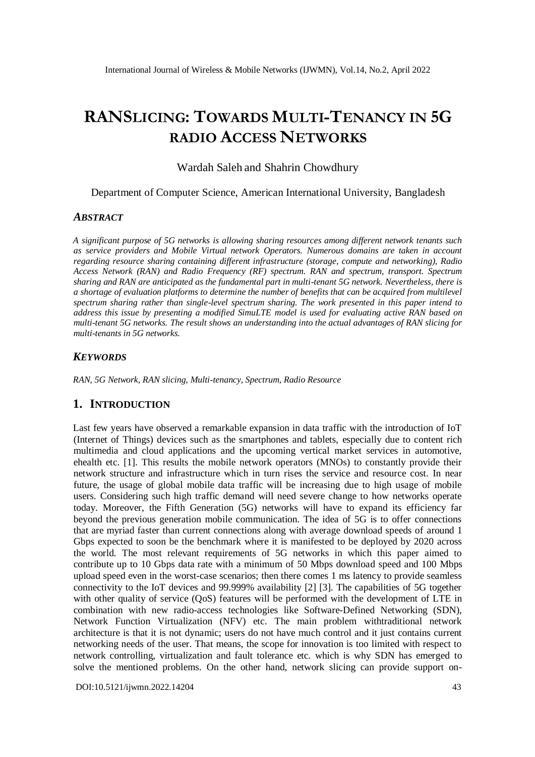# RANSLICING: TOWARDS MULTI-TENANCY IN 5G RADIO ACCESS NETWORKS

Wardah Saleh and Shahrin Chowdhury

Department of Computer Science, American International University, Bangladesh

### *ABSTRACT*

*A significant purpose of 5G networks is allowing sharing resources among different network tenants such as service providers and Mobile Virtual network Operators. Numerous domains are taken in account regarding resource sharing containing different infrastructure (storage, compute and networking), Radio Access Network (RAN) and Radio Frequency (RF) spectrum. RAN and spectrum, transport. Spectrum sharing and RAN are anticipated as the fundamental part in multi-tenant 5G network. Nevertheless, there is a shortage of evaluation platforms to determine the number of benefits that can be acquired from multilevel spectrum sharing rather than single-level spectrum sharing. The work presented in this paper intend to address this issue by presenting a modified SimuLTE model is used for evaluating active RAN based on multi-tenant 5G networks. The result shows an understanding into the actual advantages of RAN slicing for multi-tenants in 5G networks.*

### *KEYWORDS*

*RAN, 5G Network, RAN slicing, Multi-tenancy, Spectrum, Radio Resource*

## 1. INTRODUCTION

Last few years have observed a remarkable expansion in data traffic with the introduction of IoT (Internet of Things) devices such as the smartphones and tablets, especially due to content rich multimedia and cloud applications and the upcoming vertical market services in automotive, ehealth etc. [1]. This results the mobile network operators (MNOs) to constantly provide their network structure and infrastructure which in turn rises the service and resource cost. In near future, the usage of global mobile data traffic will be increasing due to high usage of mobile users. Considering such high traffic demand will need severe change to how networks operate today. Moreover, the Fifth Generation (5G) networks will have to expand its efficiency far beyond the previous generation mobile communication. The idea of 5G is to offer connections that are myriad faster than current connections along with average download speeds of around 1 Gbps expected to soon be the benchmark where it is manifested to be deployed by 2020 across the world. The most relevant requirements of 5G networks in which this paper aimed to contribute up to 10 Gbps data rate with a minimum of 50 Mbps download speed and 100 Mbps upload speed even in the worst-case scenarios; then there comes 1 ms latency to provide seamless connectivity to the IoT devices and 99.999% availability [2] [3]. The capabilities of 5G together with other quality of service (QoS) features will be performed with the development of LTE in combination with new radio-access technologies like Software-Defined Networking (SDN), Network Function Virtualization (NFV) etc. The main problem withtraditional network architecture is that it is not dynamic; users do not have much control and it just contains current networking needs of the user. That means, the scope for innovation is too limited with respect to network controlling, virtualization and fault tolerance etc. which is why SDN has emerged to solve the mentioned problems. On the other hand, network slicing can provide support on-

DOI:10.5121/ijwmn.2022.14204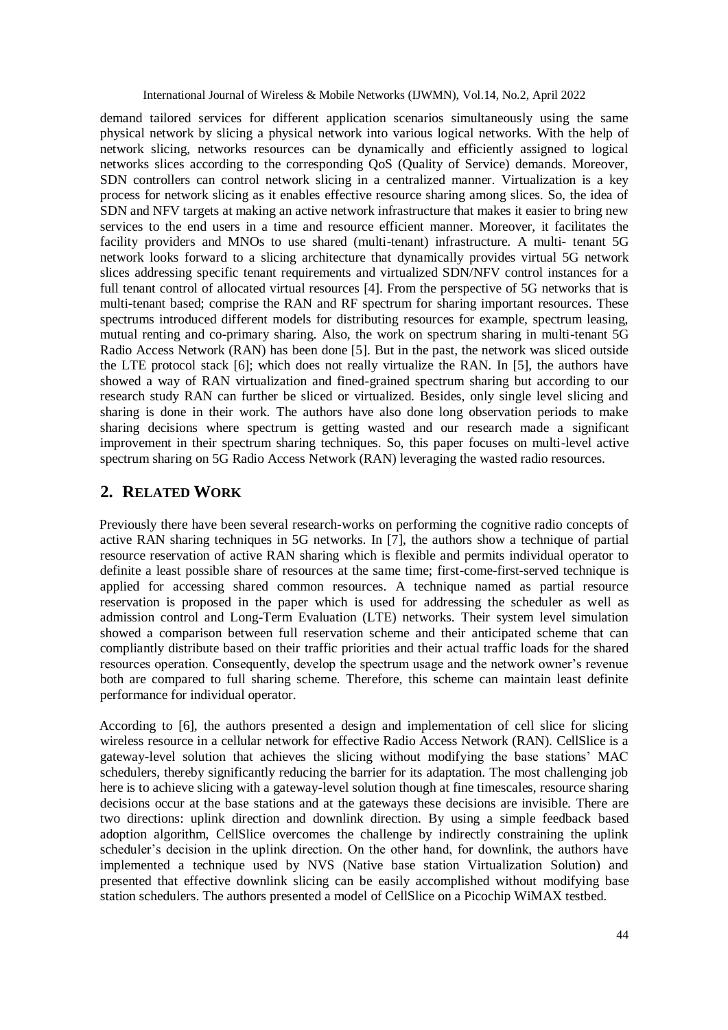demand tailored services for different application scenarios simultaneously using the same physical network by slicing a physical network into various logical networks. With the help of network slicing, networks resources can be dynamically and efficiently assigned to logical networks slices according to the corresponding QoS (Quality of Service) demands. Moreover, SDN controllers can control network slicing in a centralized manner. Virtualization is a key process for network slicing as it enables effective resource sharing among slices. So, the idea of SDN and NFV targets at making an active network infrastructure that makes it easier to bring new services to the end users in a time and resource efficient manner. Moreover, it facilitates the facility providers and MNOs to use shared (multi-tenant) infrastructure. A multi- tenant 5G network looks forward to a slicing architecture that dynamically provides virtual 5G network slices addressing specific tenant requirements and virtualized SDN/NFV control instances for a full tenant control of allocated virtual resources [4]. From the perspective of 5G networks that is multi-tenant based; comprise the RAN and RF spectrum for sharing important resources. These spectrums introduced different models for distributing resources for example, spectrum leasing, mutual renting and co-primary sharing. Also, the work on spectrum sharing in multi-tenant 5G Radio Access Network (RAN) has been done [5]. But in the past, the network was sliced outside the LTE protocol stack [6]; which does not really virtualize the RAN. In [5], the authors have showed a way of RAN virtualization and fined-grained spectrum sharing but according to our research study RAN can further be sliced or virtualized. Besides, only single level slicing and sharing is done in their work. The authors have also done long observation periods to make sharing decisions where spectrum is getting wasted and our research made a significant improvement in their spectrum sharing techniques. So, this paper focuses on multi-level active spectrum sharing on 5G Radio Access Network (RAN) leveraging the wasted radio resources.

## 2. Related Work

Previously there have been several research-works on performing the cognitive radio concepts of active RAN sharing techniques in 5G networks. In [7], the authors show a technique of partial resource reservation of active RAN sharing which is flexible and permits individual operator to definite a least possible share of resources at the same time; first-come-first-served technique is applied for accessing shared common resources. A technique named as partial resource reservation is proposed in the paper which is used for addressing the scheduler as well as admission control and Long-Term Evaluation (LTE) networks. Their system level simulation showed a comparison between full reservation scheme and their anticipated scheme that can compliantly distribute based on their traffic priorities and their actual traffic loads for the shared resources operation. Consequently, develop the spectrum usage and the network owner's revenue both are compared to full sharing scheme. Therefore, this scheme can maintain least definite performance for individual operator.

According to [6], the authors presented a design and implementation of cell slice for slicing wireless resource in a cellular network for effective Radio Access Network (RAN). CellSlice is a gateway-level solution that achieves the slicing without modifying the base stations' MAC schedulers, thereby significantly reducing the barrier for its adaptation. The most challenging job here is to achieve slicing with a gateway-level solution though at fine timescales, resource sharing decisions occur at the base stations and at the gateways these decisions are invisible. There are two directions: uplink direction and downlink direction. By using a simple feedback based adoption algorithm, CellSlice overcomes the challenge by indirectly constraining the uplink scheduler's decision in the uplink direction. On the other hand, for downlink, the authors have implemented a technique used by NVS (Native base station Virtualization Solution) and presented that effective downlink slicing can be easily accomplished without modifying base station schedulers. The authors presented a model of CellSlice on a Picochip WiMAX testbed.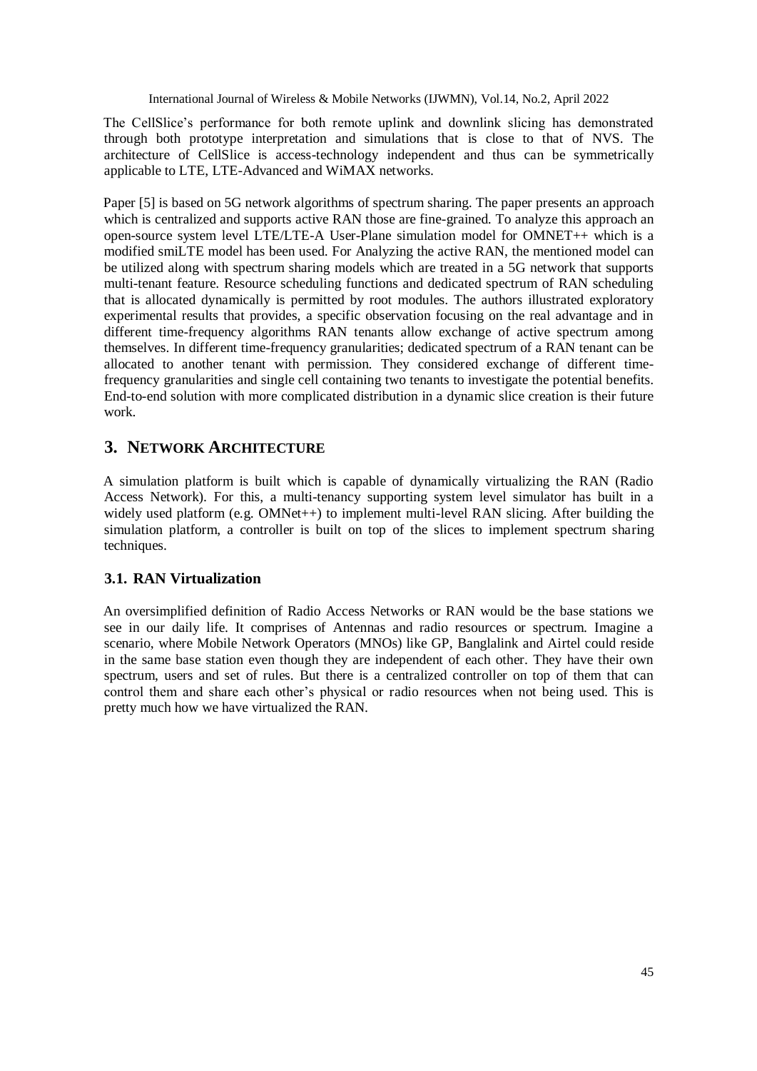The CellSlice's performance for both remote uplink and downlink slicing has demonstrated through both prototype interpretation and simulations that is close to that of NVS. The architecture of CellSlice is access-technology independent and thus can be symmetrically applicable to LTE, LTE-Advanced and WiMAX networks.

Paper [5] is based on 5G network algorithms of spectrum sharing. The paper presents an approach which is centralized and supports active RAN those are fine-grained. To analyze this approach an open-source system level LTE/LTE-A User-Plane simulation model for OMNET++ which is a modified smiLTE model has been used. For Analyzing the active RAN, the mentioned model can be utilized along with spectrum sharing models which are treated in a 5G network that supports multi-tenant feature. Resource scheduling functions and dedicated spectrum of RAN scheduling that is allocated dynamically is permitted by root modules. The authors illustrated exploratory experimental results that provides, a specific observation focusing on the real advantage and in different time-frequency algorithms RAN tenants allow exchange of active spectrum among themselves. In different time-frequency granularities; dedicated spectrum of a RAN tenant can be allocated to another tenant with permission. They considered exchange of different time-frequency granularities and single cell containing two tenants to investigate the potential benefits. End-to-end solution with more complicated distribution in a dynamic slice creation is their future work.

## 3. NETWORK ARCHITECTURE

A simulation platform is built which is capable of dynamically virtualizing the RAN (Radio Access Network). For this, a multi-tenancy supporting system level simulator has built in a widely used platform (e.g. OMNet++) to implement multi-level RAN slicing. After building the simulation platform, a controller is built on top of the slices to implement spectrum sharing techniques.

### 3.1. RAN Virtualization

An oversimplified definition of Radio Access Networks or RAN would be the base stations we see in our daily life. It comprises of Antennas and radio resources or spectrum. Imagine a scenario, where Mobile Network Operators (MNOs) like GP, Banglalink and Airtel could reside in the same base station even though they are independent of each other. They have their own spectrum, users and set of rules. But there is a centralized controller on top of them that can control them and share each other's physical or radio resources when not being used. This is pretty much how we have virtualized the RAN.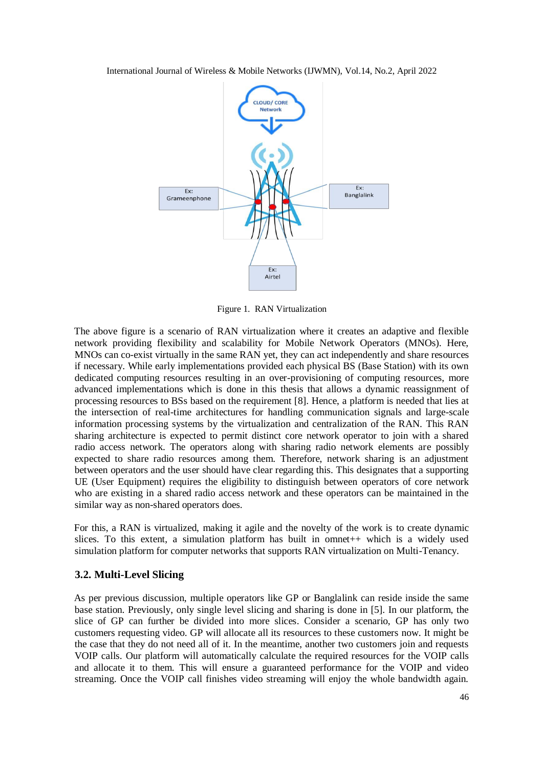Figure 1. RAN Virtualization

The above figure is a scenario of RAN virtualization where it creates an adaptive and flexible network providing flexibility and scalability for Mobile Network Operators (MNOs). Here, MNOs can co-exist virtually in the same RAN yet, they can act independently and share resources if necessary. While early implementations provided each physical BS (Base Station) with its own dedicated computing resources resulting in an over-provisioning of computing resources, more advanced implementations which is done in this thesis that allows a dynamic reassignment of processing resources to BSs based on the requirement [8]. Hence, a platform is needed that lies at the intersection of real-time architectures for handling communication signals and large-scale information processing systems by the virtualization and centralization of the RAN. This RAN sharing architecture is expected to permit distinct core network operator to join with a shared radio access network. The operators along with sharing radio network elements are possibly expected to share radio resources among them. Therefore, network sharing is an adjustment between operators and the user should have clear regarding this. This designates that a supporting UE (User Equipment) requires the eligibility to distinguish between operators of core network who are existing in a shared radio access network and these operators can be maintained in the similar way as non-shared operators does.

For this, a RAN is virtualized, making it agile and the novelty of the work is to create dynamic slices. To this extent, a simulation platform has built in omnet++ which is a widely used simulation platform for computer networks that supports RAN virtualization on Multi-Tenancy.

### 3.2. Multi-Level Slicing

As per previous discussion, multiple operators like GP or Banglalink can reside inside the same base station. Previously, only single level slicing and sharing is done in [5]. In our platform, the slice of GP can further be divided into more slices. Consider a scenario, GP has only two customers requesting video. GP will allocate all its resources to these customers now. It might be the case that they do not need all of it. In the meantime, another two customers join and requests VOIP calls. Our platform will automatically calculate the required resources for the VOIP calls and allocate it to them. This will ensure a guaranteed performance for the VOIP and video streaming. Once the VOIP call finishes video streaming will enjoy the whole bandwidth again.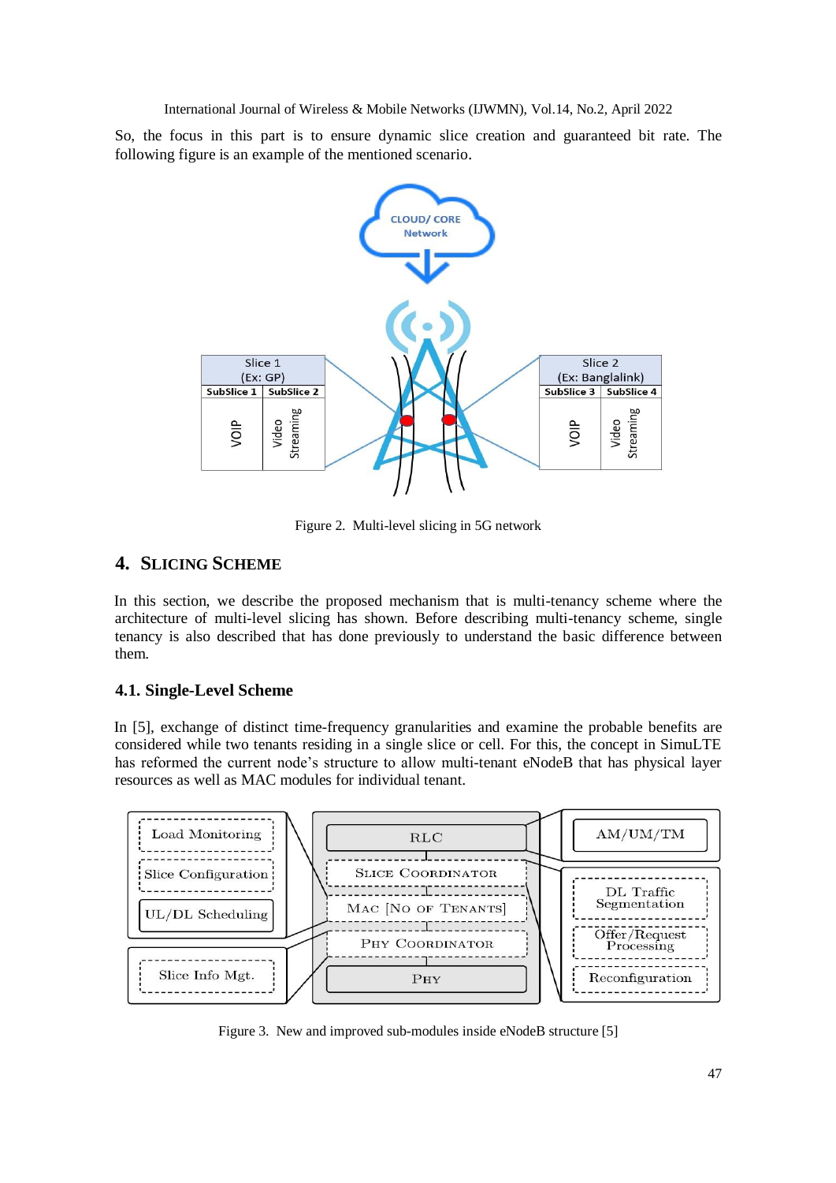So, the focus in this part is to ensure dynamic slice creation and guaranteed bit rate. The following figure is an example of the mentioned scenario.

Figure 2. Multi-level slicing in 5G network

## 4. Slicing Scheme

In this section, we describe the proposed mechanism that is multi-tenancy scheme where the architecture of multi-level slicing has shown. Before describing multi-tenancy scheme, single tenancy is also described that has done previously to understand the basic difference between them.

### 4.1. Single-Level Scheme

In [5], exchange of distinct time-frequency granularities and examine the probable benefits are considered while two tenants residing in a single slice or cell. For this, the concept in SimuLTE has reformed the current node's structure to allow multi-tenant eNodeB that has physical layer resources as well as MAC modules for individual tenant.

Figure 3. New and improved sub-modules inside eNodeB structure [5]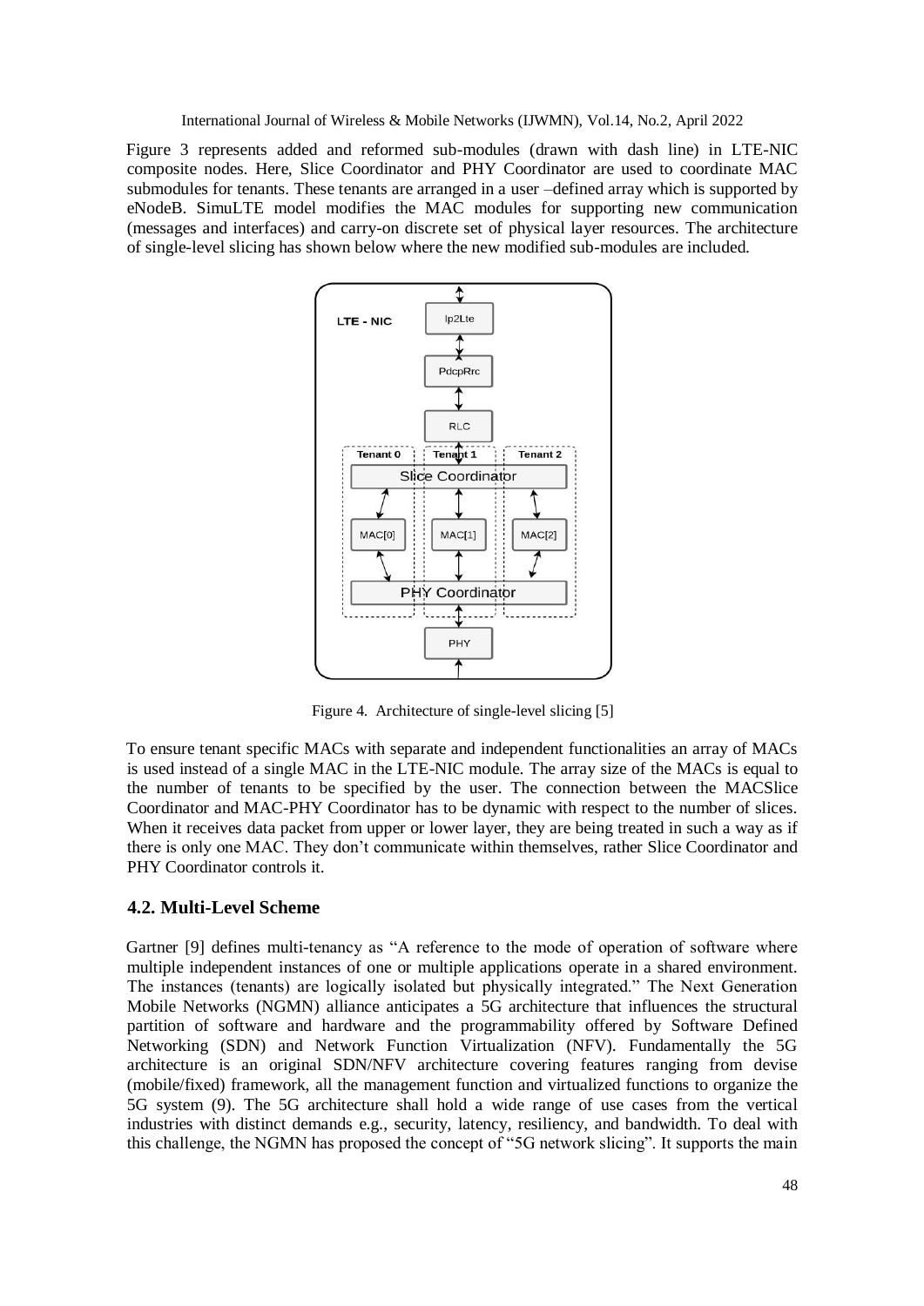Figure 3 represents added and reformed sub-modules (drawn with dash line) in LTE-NIC composite nodes. Here, Slice Coordinator and PHY Coordinator are used to coordinate MAC submodules for tenants. These tenants are arranged in a user –defined array which is supported by eNodeB. SimuLTE model modifies the MAC modules for supporting new communication (messages and interfaces) and carry-on discrete set of physical layer resources. The architecture of single-level slicing has shown below where the new modified sub-modules are included.

Figure 4. Architecture of single-level slicing [5]

To ensure tenant specific MACs with separate and independent functionalities an array of MACs is used instead of a single MAC in the LTE-NIC module. The array size of the MACs is equal to the number of tenants to be specified by the user. The connection between the MACSlice Coordinator and MAC-PHY Coordinator has to be dynamic with respect to the number of slices. When it receives data packet from upper or lower layer, they are being treated in such a way as if there is only one MAC. They don't communicate within themselves, rather Slice Coordinator and PHY Coordinator controls it.

### 4.2. Multi-Level Scheme

Gartner [9] defines multi-tenancy as "A reference to the mode of operation of software where multiple independent instances of one or multiple applications operate in a shared environment. The instances (tenants) are logically isolated but physically integrated." The Next Generation Mobile Networks (NGMN) alliance anticipates a 5G architecture that influences the structural partition of software and hardware and the programmability offered by Software Defined Networking (SDN) and Network Function Virtualization (NFV). Fundamentally the 5G architecture is an original SDN/NFV architecture covering features ranging from devise (mobile/fixed) framework, all the management function and virtualized functions to organize the 5G system (9). The 5G architecture shall hold a wide range of use cases from the vertical industries with distinct demands e.g., security, latency, resiliency, and bandwidth. To deal with this challenge, the NGMN has proposed the concept of "5G network slicing". It supports the main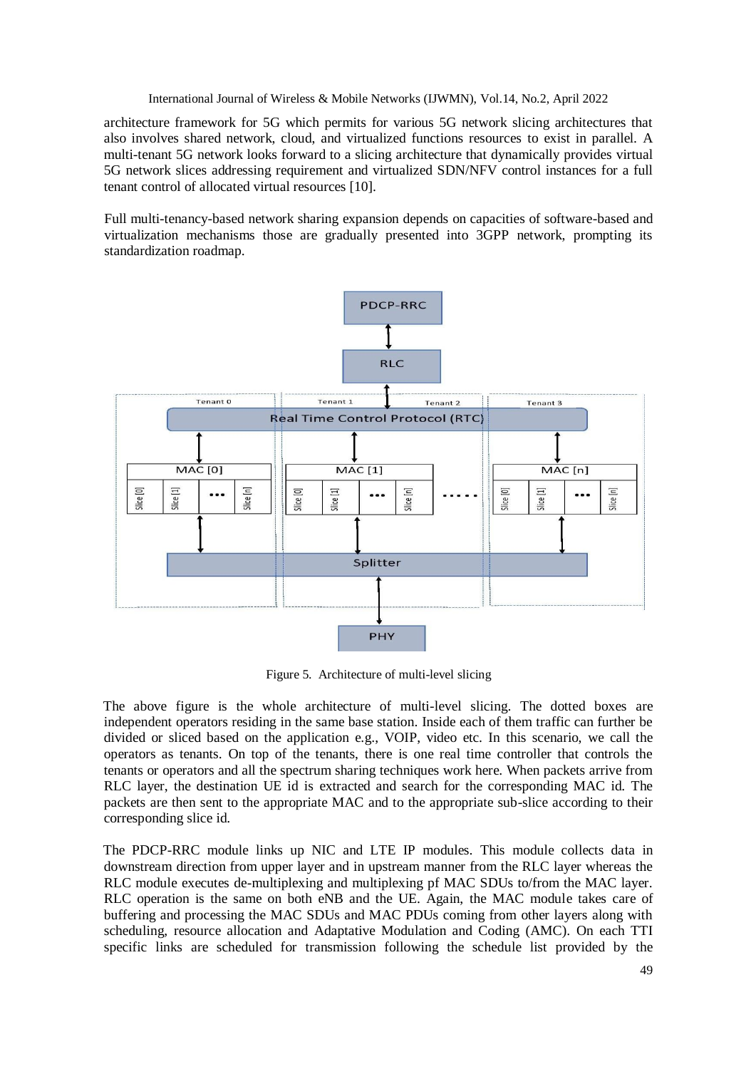architecture framework for 5G which permits for various 5G network slicing architectures that also involves shared network, cloud, and virtualized functions resources to exist in parallel. A multi-tenant 5G network looks forward to a slicing architecture that dynamically provides virtual 5G network slices addressing requirement and virtualized SDN/NFV control instances for a full tenant control of allocated virtual resources [10].

Full multi-tenancy-based network sharing expansion depends on capacities of software-based and virtualization mechanisms those are gradually presented into 3GPP network, prompting its standardization roadmap.

Figure 5. Architecture of multi-level slicing

The above figure is the whole architecture of multi-level slicing. The dotted boxes are independent operators residing in the same base station. Inside each of them traffic can further be divided or sliced based on the application e.g., VOIP, video etc. In this scenario, we call the operators as tenants. On top of the tenants, there is one real time controller that controls the tenants or operators and all the spectrum sharing techniques work here. When packets arrive from RLC layer, the destination UE id is extracted and search for the corresponding MAC id. The packets are then sent to the appropriate MAC and to the appropriate sub-slice according to their corresponding slice id.

The PDCP-RRC module links up NIC and LTE IP modules. This module collects data in downstream direction from upper layer and in upstream manner from the RLC layer whereas the RLC module executes de-multiplexing and multiplexing pf MAC SDUs to/from the MAC layer. RLC operation is the same on both eNB and the UE. Again, the MAC module takes care of buffering and processing the MAC SDUs and MAC PDUs coming from other layers along with scheduling, resource allocation and Adaptative Modulation and Coding (AMC). On each TTI specific links are scheduled for transmission following the schedule list provided by the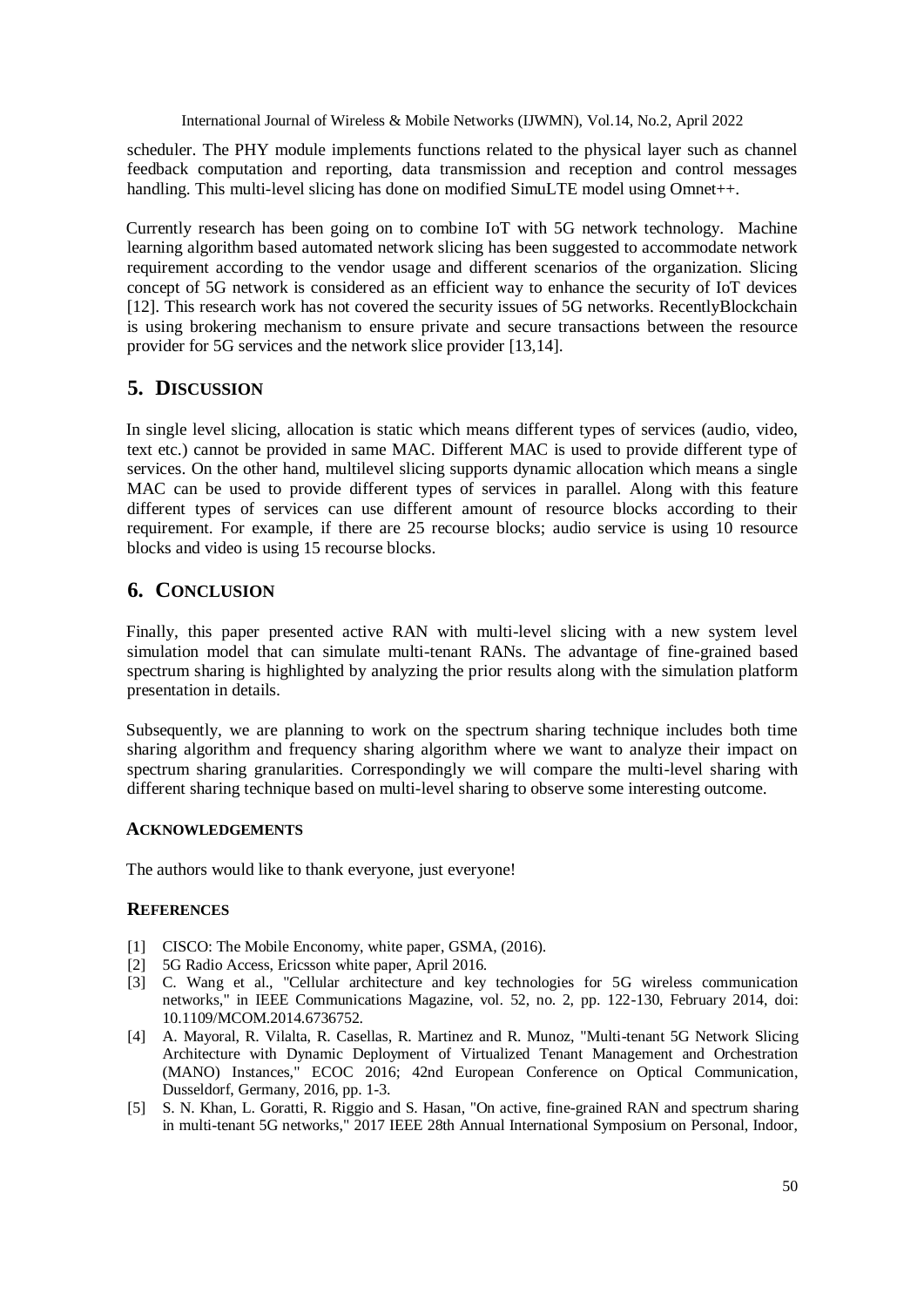scheduler. The PHY module implements functions related to the physical layer such as channel feedback computation and reporting, data transmission and reception and control messages handling. This multi-level slicing has done on modified SimuLTE model using Omnet++.

Currently research has been going on to combine IoT with 5G network technology. Machine learning algorithm based automated network slicing has been suggested to accommodate network requirement according to the vendor usage and different scenarios of the organization. Slicing concept of 5G network is considered as an efficient way to enhance the security of IoT devices [12]. This research work has not covered the security issues of 5G networks. RecentlyBlockchain is using brokering mechanism to ensure private and secure transactions between the resource provider for 5G services and the network slice provider [13,14].

## 5. DISCUSSION

In single level slicing, allocation is static which means different types of services (audio, video, text etc.) cannot be provided in same MAC. Different MAC is used to provide different type of services. On the other hand, multilevel slicing supports dynamic allocation which means a single MAC can be used to provide different types of services in parallel. Along with this feature different types of services can use different amount of resource blocks according to their requirement. For example, if there are 25 recourse blocks; audio service is using 10 resource blocks and video is using 15 recourse blocks.

## 6. CONCLUSION

Finally, this paper presented active RAN with multi-level slicing with a new system level simulation model that can simulate multi-tenant RANs. The advantage of fine-grained based spectrum sharing is highlighted by analyzing the prior results along with the simulation platform presentation in details.

Subsequently, we are planning to work on the spectrum sharing technique includes both time sharing algorithm and frequency sharing algorithm where we want to analyze their impact on spectrum sharing granularities. Correspondingly we will compare the multi-level sharing with different sharing technique based on multi-level sharing to observe some interesting outcome.

### ACKNOWLEDGEMENTS

The authors would like to thank everyone, just everyone!

### REFERENCES

[1] CISCO: The Mobile Enconomy, white paper, GSMA, (2016).

[2] 5G Radio Access, Ericsson white paper, April 2016.

[3] C. Wang et al., "Cellular architecture and key technologies for 5G wireless communication networks," in IEEE Communications Magazine, vol. 52, no. 2, pp. 122-130, February 2014, doi: 10.1109/MCOM.2014.6736752.

[4] A. Mayoral, R. Vilalta, R. Casellas, R. Martinez and R. Munoz, "Multi-tenant 5G Network Slicing Architecture with Dynamic Deployment of Virtualized Tenant Management and Orchestration (MANO) Instances," ECOC 2016; 42nd European Conference on Optical Communication, Dusseldorf, Germany, 2016, pp. 1-3.

[5] S. N. Khan, L. Goratti, R. Riggio and S. Hasan, "On active, fine-grained RAN and spectrum sharing in multi-tenant 5G networks," 2017 IEEE 28th Annual International Symposium on Personal, Indoor,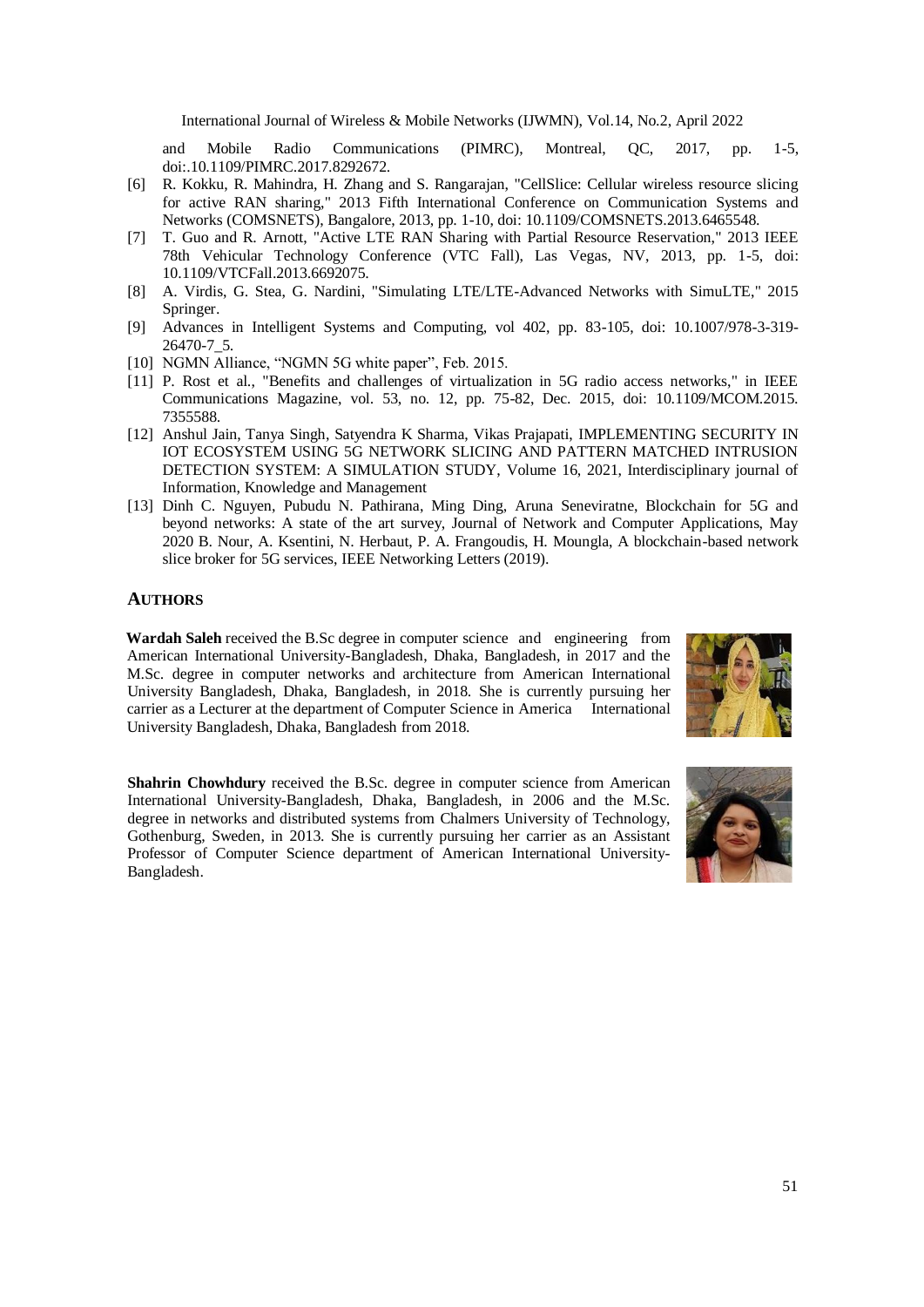and Mobile Radio Communications (PIMRC), Montreal, QC, 2017, pp. 1-5, doi:.10.1109/PIMRC.2017.8292672.

[6] R. Kokku, R. Mahindra, H. Zhang and S. Rangarajan, "CellSlice: Cellular wireless resource slicing for active RAN sharing," 2013 Fifth International Conference on Communication Systems and Networks (COMSNETS), Bangalore, 2013, pp. 1-10, doi: 10.1109/COMSNETS.2013.6465548.

[7] T. Guo and R. Arnott, "Active LTE RAN Sharing with Partial Resource Reservation," 2013 IEEE 78th Vehicular Technology Conference (VTC Fall), Las Vegas, NV, 2013, pp. 1-5, doi: 10.1109/VTCFall.2013.6692075.

[8] A. Virdis, G. Stea, G. Nardini, "Simulating LTE/LTE-Advanced Networks with SimuLTE," 2015 Springer.

[9] Advances in Intelligent Systems and Computing, vol 402, pp. 83-105, doi: 10.1007/978-3-319-26470-7_5.

[10] NGMN Alliance, "NGMN 5G white paper", Feb. 2015.

[11] P. Rost et al., "Benefits and challenges of virtualization in 5G radio access networks," in IEEE Communications Magazine, vol. 53, no. 12, pp. 75-82, Dec. 2015, doi: 10.1109/MCOM.2015. 7355588.

[12] Anshul Jain, Tanya Singh, Satyendra K Sharma, Vikas Prajapati, IMPLEMENTING SECURITY IN IOT ECOSYSTEM USING 5G NETWORK SLICING AND PATTERN MATCHED INTRUSION DETECTION SYSTEM: A SIMULATION STUDY, Volume 16, 2021, Interdisciplinary journal of Information, Knowledge and Management

[13] Dinh C. Nguyen, Pubudu N. Pathirana, Ming Ding, Aruna Seneviratne, Blockchain for 5G and beyond networks: A state of the art survey, Journal of Network and Computer Applications, May 2020 B. Nour, A. Ksentini, N. Herbaut, P. A. Frangoudis, H. Moungla, A blockchain-based network slice broker for 5G services, IEEE Networking Letters (2019).

## AUTHORS

**Wardah Saleh** received the B.Sc degree in computer science and engineering from American International University-Bangladesh, Dhaka, Bangladesh, in 2017 and the M.Sc. degree in computer networks and architecture from American International University Bangladesh, Dhaka, Bangladesh, in 2018. She is currently pursuing her carrier as a Lecturer at the department of Computer Science in America International University Bangladesh, Dhaka, Bangladesh from 2018.

**Shahrin Chowhdury** received the B.Sc. degree in computer science from American International University-Bangladesh, Dhaka, Bangladesh, in 2006 and the M.Sc. degree in networks and distributed systems from Chalmers University of Technology, Gothenburg, Sweden, in 2013. She is currently pursuing her carrier as an Assistant Professor of Computer Science department of American International University-Bangladesh.